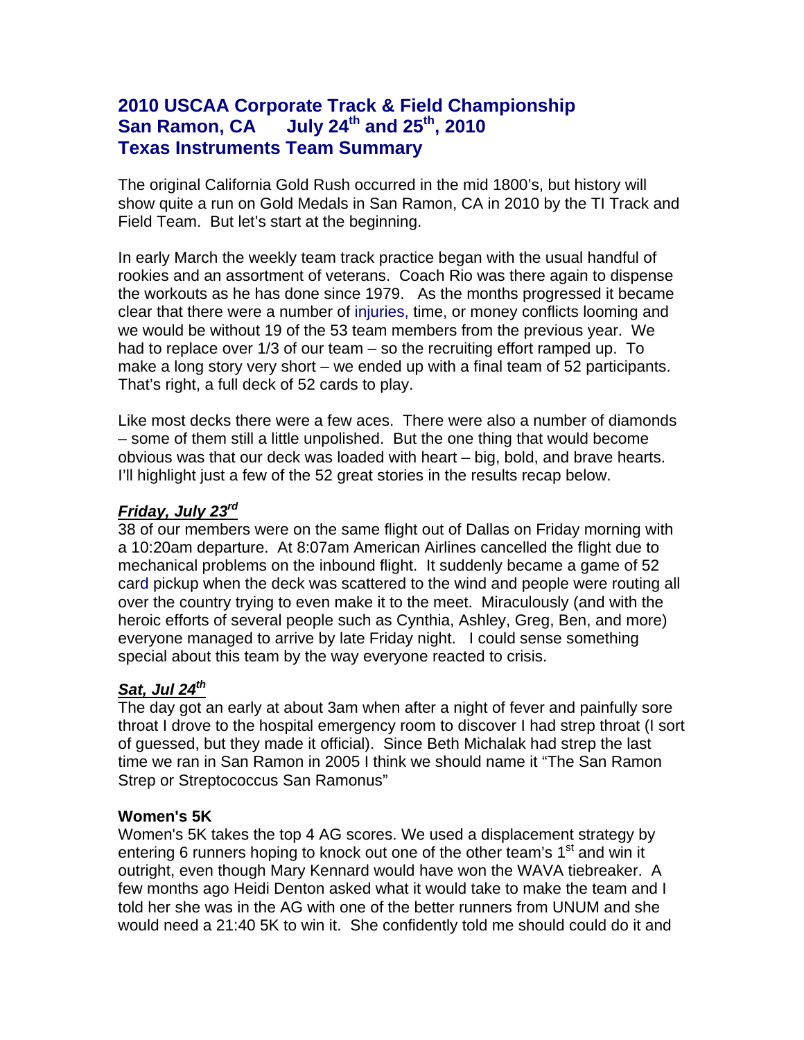# 2010 USCAA Corporate Track & Field Championship
# San Ramon, CA July 24th and 25th, 2010
# Texas Instruments Team Summary

The original California Gold Rush occurred in the mid 1800's, but history will show quite a run on Gold Medals in San Ramon, CA in 2010 by the TI Track and Field Team. But let's start at the beginning.

In early March the weekly team track practice began with the usual handful of rookies and an assortment of veterans. Coach Rio was there again to dispense the workouts as he has done since 1979. As the months progressed it became clear that there were a number of injuries, time, or money conflicts looming and we would be without 19 of the 53 team members from the previous year. We had to replace over 1/3 of our team – so the recruiting effort ramped up. To make a long story very short – we ended up with a final team of 52 participants. That's right, a full deck of 52 cards to play.

Like most decks there were a few aces. There were also a number of diamonds – some of them still a little unpolished. But the one thing that would become obvious was that our deck was loaded with heart – big, bold, and brave hearts. I'll highlight just a few of the 52 great stories in the results recap below.

### ***Friday, July 23rd***

38 of our members were on the same flight out of Dallas on Friday morning with a 10:20am departure. At 8:07am American Airlines cancelled the flight due to mechanical problems on the inbound flight. It suddenly became a game of 52 card pickup when the deck was scattered to the wind and people were routing all over the country trying to even make it to the meet. Miraculously (and with the heroic efforts of several people such as Cynthia, Ashley, Greg, Ben, and more) everyone managed to arrive by late Friday night. I could sense something special about this team by the way everyone reacted to crisis.

### ***Sat, Jul 24th***

The day got an early at about 3am when after a night of fever and painfully sore throat I drove to the hospital emergency room to discover I had strep throat (I sort of guessed, but they made it official). Since Beth Michalak had strep the last time we ran in San Ramon in 2005 I think we should name it "The San Ramon Strep or Streptococcus San Ramonus"

**Women's 5K**

Women's 5K takes the top 4 AG scores. We used a displacement strategy by entering 6 runners hoping to knock out one of the other team's 1st and win it outright, even though Mary Kennard would have won the WAVA tiebreaker. A few months ago Heidi Denton asked what it would take to make the team and I told her she was in the AG with one of the better runners from UNUM and she would need a 21:40 5K to win it. She confidently told me should could do it and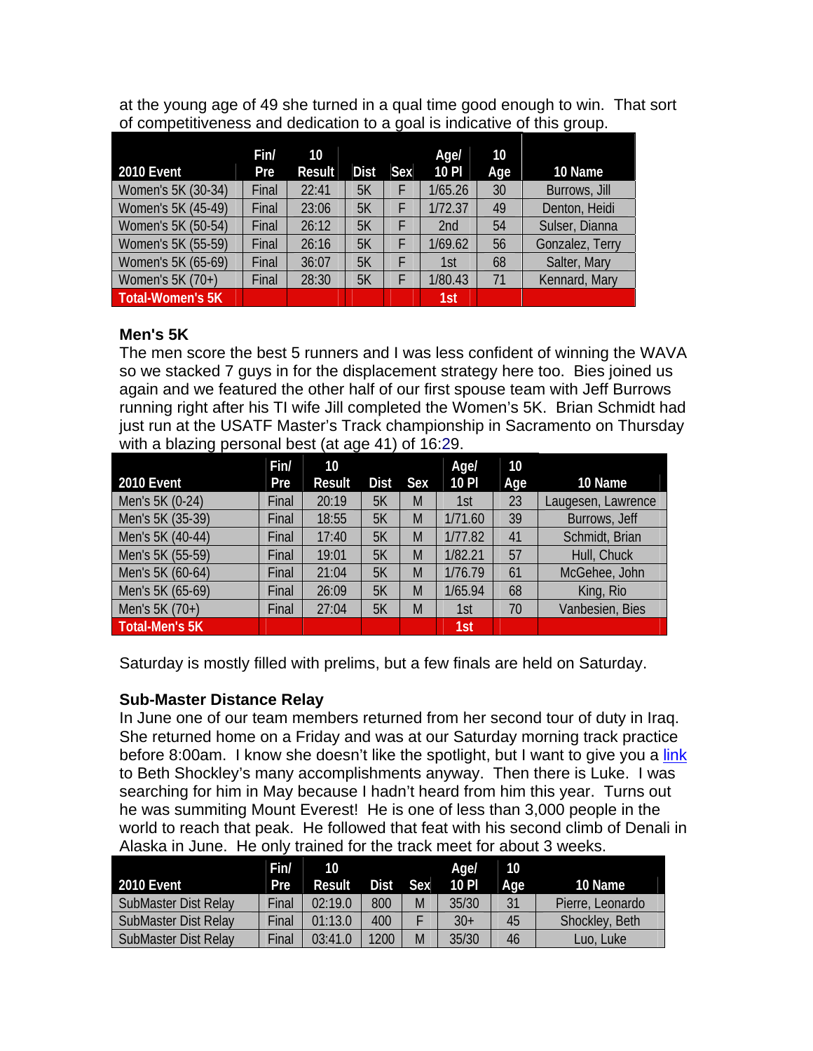at the young age of 49 she turned in a qual time good enough to win. That sort of competitiveness and dedication to a goal is indicative of this group.

| 2010 Event | Fin/ Pre | 10 Result | Dist | Sex | Age/ 10 Pl | 10 Age | 10 Name |
|---|---|---|---|---|---|---|---|
| Women's 5K (30-34) | Final | 22:41 | 5K | F | 1/65.26 | 30 | Burrows, Jill |
| Women's 5K (45-49) | Final | 23:06 | 5K | F | 1/72.37 | 49 | Denton, Heidi |
| Women's 5K (50-54) | Final | 26:12 | 5K | F | 2nd | 54 | Sulser, Dianna |
| Women's 5K (55-59) | Final | 26:16 | 5K | F | 1/69.62 | 56 | Gonzalez, Terry |
| Women's 5K (65-69) | Final | 36:07 | 5K | F | 1st | 68 | Salter, Mary |
| Women's 5K (70+) | Final | 28:30 | 5K | F | 1/80.43 | 71 | Kennard, Mary |
| Total-Women's 5K | | | | | 1st | | |

### Men's 5K

The men score the best 5 runners and I was less confident of winning the WAVA so we stacked 7 guys in for the displacement strategy here too. Bies joined us again and we featured the other half of our first spouse team with Jeff Burrows running right after his TI wife Jill completed the Women's 5K. Brian Schmidt had just run at the USATF Master's Track championship in Sacramento on Thursday with a blazing personal best (at age 41) of 16:29.

| 2010 Event | Fin/ Pre | 10 Result | Dist | Sex | Age/ 10 Pl | 10 Age | 10 Name |
|---|---|---|---|---|---|---|---|
| Men's 5K (0-24) | Final | 20:19 | 5K | M | 1st | 23 | Laugesen, Lawrence |
| Men's 5K (35-39) | Final | 18:55 | 5K | M | 1/71.60 | 39 | Burrows, Jeff |
| Men's 5K (40-44) | Final | 17:40 | 5K | M | 1/77.82 | 41 | Schmidt, Brian |
| Men's 5K (55-59) | Final | 19:01 | 5K | M | 1/82.21 | 57 | Hull, Chuck |
| Men's 5K (60-64) | Final | 21:04 | 5K | M | 1/76.79 | 61 | McGehee, John |
| Men's 5K (65-69) | Final | 26:09 | 5K | M | 1/65.94 | 68 | King, Rio |
| Men's 5K (70+) | Final | 27:04 | 5K | M | 1st | 70 | Vanbesien, Bies |
| Total-Men's 5K | | | | | 1st | | |

Saturday is mostly filled with prelims, but a few finals are held on Saturday.

### Sub-Master Distance Relay

In June one of our team members returned from her second tour of duty in Iraq. She returned home on a Friday and was at our Saturday morning track practice before 8:00am. I know she doesn't like the spotlight, but I want to give you a link to Beth Shockley's many accomplishments anyway. Then there is Luke. I was searching for him in May because I hadn't heard from him this year. Turns out he was summiting Mount Everest! He is one of less than 3,000 people in the world to reach that peak. He followed that feat with his second climb of Denali in Alaska in June. He only trained for the track meet for about 3 weeks.

| 2010 Event | Fin/ Pre | 10 Result | Dist | Sex | Age/ 10 Pl | 10 Age | 10 Name |
|---|---|---|---|---|---|---|---|
| SubMaster Dist Relay | Final | 02:19.0 | 800 | M | 35/30 | 31 | Pierre, Leonardo |
| SubMaster Dist Relay | Final | 01:13.0 | 400 | F | 30+ | 45 | Shockley, Beth |
| SubMaster Dist Relay | Final | 03:41.0 | 1200 | M | 35/30 | 46 | Luo, Luke |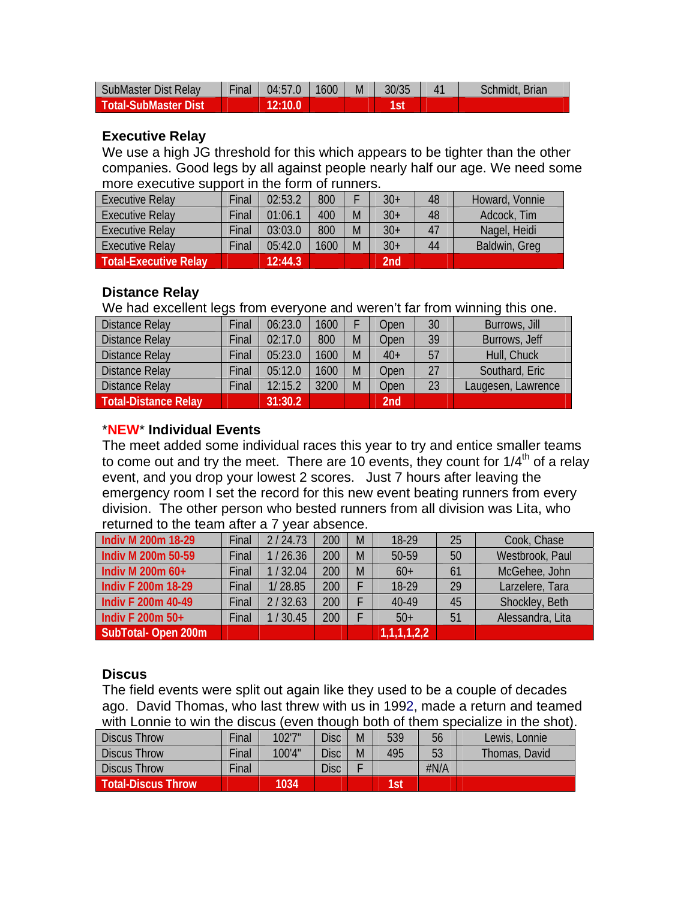| SubMaster Dist Relay | Final | 04:57.0 | 1600 | M | 30/35 | 41 | Schmidt, Brian |
|---|---|---|---|---|---|---|---|
| **Total-SubMaster Dist** | | **12:10.0** | | | **1st** | | |

**Executive Relay**

We use a high JG threshold for this which appears to be tighter than the other companies. Good legs by all against people nearly half our age. We need some more executive support in the form of runners.

| Executive Relay | Final | 02:53.2 | 800 | F | 30+ | 48 | Howard, Vonnie |
|---|---|---|---|---|---|---|---|
| Executive Relay | Final | 01:06.1 | 400 | M | 30+ | 48 | Adcock, Tim |
| Executive Relay | Final | 03:03.0 | 800 | M | 30+ | 47 | Nagel, Heidi |
| Executive Relay | Final | 05:42.0 | 1600 | M | 30+ | 44 | Baldwin, Greg |
| **Total-Executive Relay** | | **12:44.3** | | | **2nd** | | |

**Distance Relay**

We had excellent legs from everyone and weren't far from winning this one.

| Distance Relay | Final | 06:23.0 | 1600 | F | Open | 30 | Burrows, Jill |
|---|---|---|---|---|---|---|---|
| Distance Relay | Final | 02:17.0 | 800 | M | Open | 39 | Burrows, Jeff |
| Distance Relay | Final | 05:23.0 | 1600 | M | 40+ | 57 | Hull, Chuck |
| Distance Relay | Final | 05:12.0 | 1600 | M | Open | 27 | Southard, Eric |
| Distance Relay | Final | 12:15.2 | 3200 | M | Open | 23 | Laugesen, Lawrence |
| **Total-Distance Relay** | | **31:30.2** | | | **2nd** | | |

***NEW* Individual Events**

The meet added some individual races this year to try and entice smaller teams to come out and try the meet. There are 10 events, they count for 1/4th of a relay event, and you drop your lowest 2 scores. Just 7 hours after leaving the emergency room I set the record for this new event beating runners from every division. The other person who bested runners from all division was Lita, who returned to the team after a 7 year absence.

| Indiv M 200m 18-29 | Final | 2 / 24.73 | 200 | M | 18-29 | 25 | Cook, Chase |
|---|---|---|---|---|---|---|---|
| Indiv M 200m 50-59 | Final | 1 / 26.36 | 200 | M | 50-59 | 50 | Westbrook, Paul |
| Indiv M 200m 60+ | Final | 1 / 32.04 | 200 | M | 60+ | 61 | McGehee, John |
| Indiv F 200m 18-29 | Final | 1/ 28.85 | 200 | F | 18-29 | 29 | Larzelere, Tara |
| Indiv F 200m 40-49 | Final | 2 / 32.63 | 200 | F | 40-49 | 45 | Shockley, Beth |
| Indiv F 200m 50+ | Final | 1 / 30.45 | 200 | F | 50+ | 51 | Alessandra, Lita |
| **SubTotal- Open 200m** | | | | | **1,1,1,1,2,2** | | |

**Discus**

The field events were split out again like they used to be a couple of decades ago. David Thomas, who last threw with us in 1992, made a return and teamed with Lonnie to win the discus (even though both of them specialize in the shot).

| Discus Throw | Final | 102'7" | Disc | M | 539 | 56 | Lewis, Lonnie |
|---|---|---|---|---|---|---|---|
| Discus Throw | Final | 100'4" | Disc | M | 495 | 53 | Thomas, David |
| Discus Throw | Final | | Disc | F | | #N/A | |
| **Total-Discus Throw** | | **1034** | | | **1st** | | |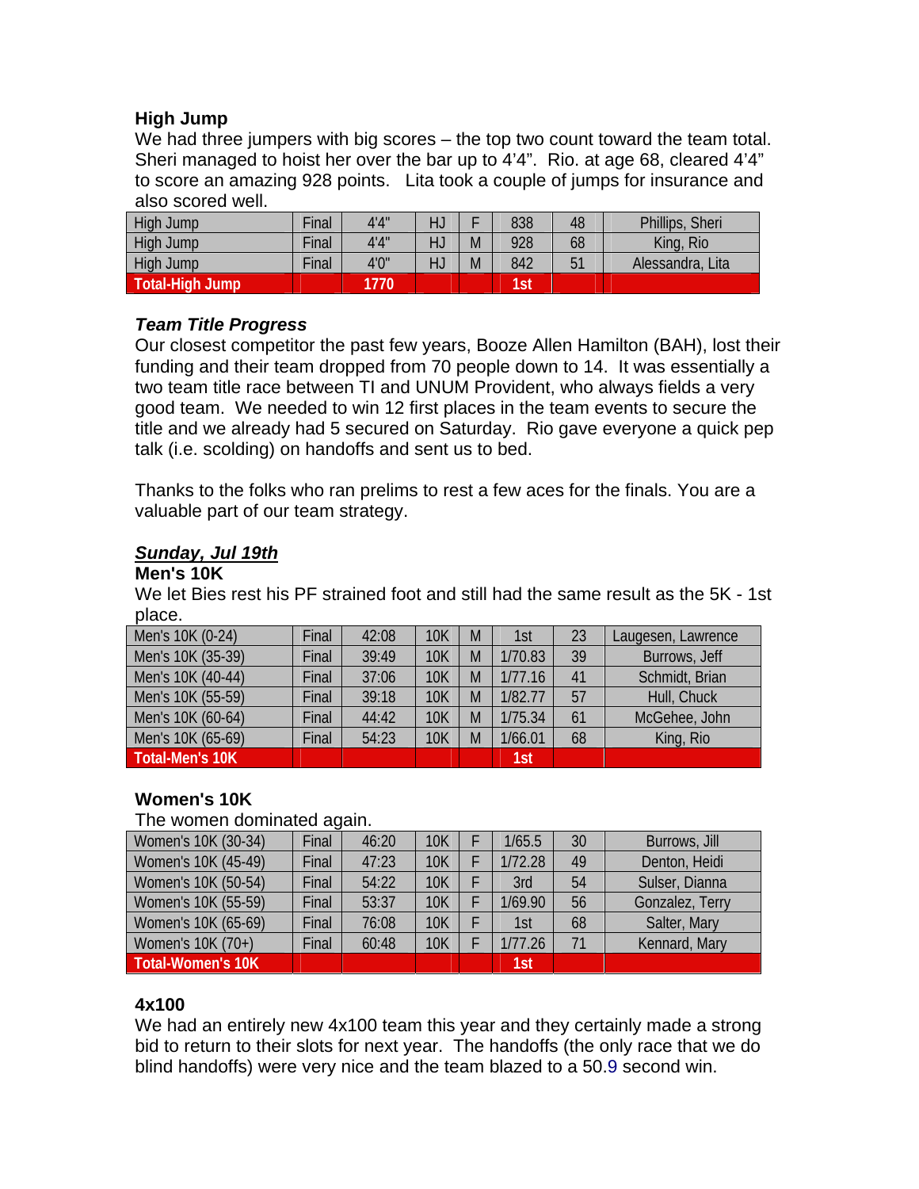### High Jump

We had three jumpers with big scores – the top two count toward the team total. Sheri managed to hoist her over the bar up to 4'4". Rio. at age 68, cleared 4'4" to score an amazing 928 points. Lita took a couple of jumps for insurance and also scored well.

| High Jump | Final | 4'4" | HJ | F | 838 | 48 | Phillips, Sheri |
|---|---|---|---|---|---|---|---|
| High Jump | Final | 4'4" | HJ | M | 928 | 68 | King, Rio |
| High Jump | Final | 4'0" | HJ | M | 842 | 51 | Alessandra, Lita |
| **Total-High Jump** | | **1770** | | | **1st** | | |

### *Team Title Progress*

Our closest competitor the past few years, Booze Allen Hamilton (BAH), lost their funding and their team dropped from 70 people down to 14. It was essentially a two team title race between TI and UNUM Provident, who always fields a very good team. We needed to win 12 first places in the team events to secure the title and we already had 5 secured on Saturday. Rio gave everyone a quick pep talk (i.e. scolding) on handoffs and sent us to bed.

Thanks to the folks who ran prelims to rest a few aces for the finals. You are a valuable part of our team strategy.

## ***Sunday, Jul 19th***

### Men's 10K

We let Bies rest his PF strained foot and still had the same result as the 5K - 1st place.

| Men's 10K (0-24) | Final | 42:08 | 10K | M | 1st | 23 | Laugesen, Lawrence |
|---|---|---|---|---|---|---|---|
| Men's 10K (35-39) | Final | 39:49 | 10K | M | 1/70.83 | 39 | Burrows, Jeff |
| Men's 10K (40-44) | Final | 37:06 | 10K | M | 1/77.16 | 41 | Schmidt, Brian |
| Men's 10K (55-59) | Final | 39:18 | 10K | M | 1/82.77 | 57 | Hull, Chuck |
| Men's 10K (60-64) | Final | 44:42 | 10K | M | 1/75.34 | 61 | McGehee, John |
| Men's 10K (65-69) | Final | 54:23 | 10K | M | 1/66.01 | 68 | King, Rio |
| **Total-Men's 10K** | | | | | **1st** | | |

### Women's 10K

The women dominated again.

| Women's 10K (30-34) | Final | 46:20 | 10K | F | 1/65.5 | 30 | Burrows, Jill |
|---|---|---|---|---|---|---|---|
| Women's 10K (45-49) | Final | 47:23 | 10K | F | 1/72.28 | 49 | Denton, Heidi |
| Women's 10K (50-54) | Final | 54:22 | 10K | F | 3rd | 54 | Sulser, Dianna |
| Women's 10K (55-59) | Final | 53:37 | 10K | F | 1/69.90 | 56 | Gonzalez, Terry |
| Women's 10K (65-69) | Final | 76:08 | 10K | F | 1st | 68 | Salter, Mary |
| Women's 10K (70+) | Final | 60:48 | 10K | F | 1/77.26 | 71 | Kennard, Mary |
| **Total-Women's 10K** | | | | | **1st** | | |

### 4x100

We had an entirely new 4x100 team this year and they certainly made a strong bid to return to their slots for next year. The handoffs (the only race that we do blind handoffs) were very nice and the team blazed to a 50.9 second win.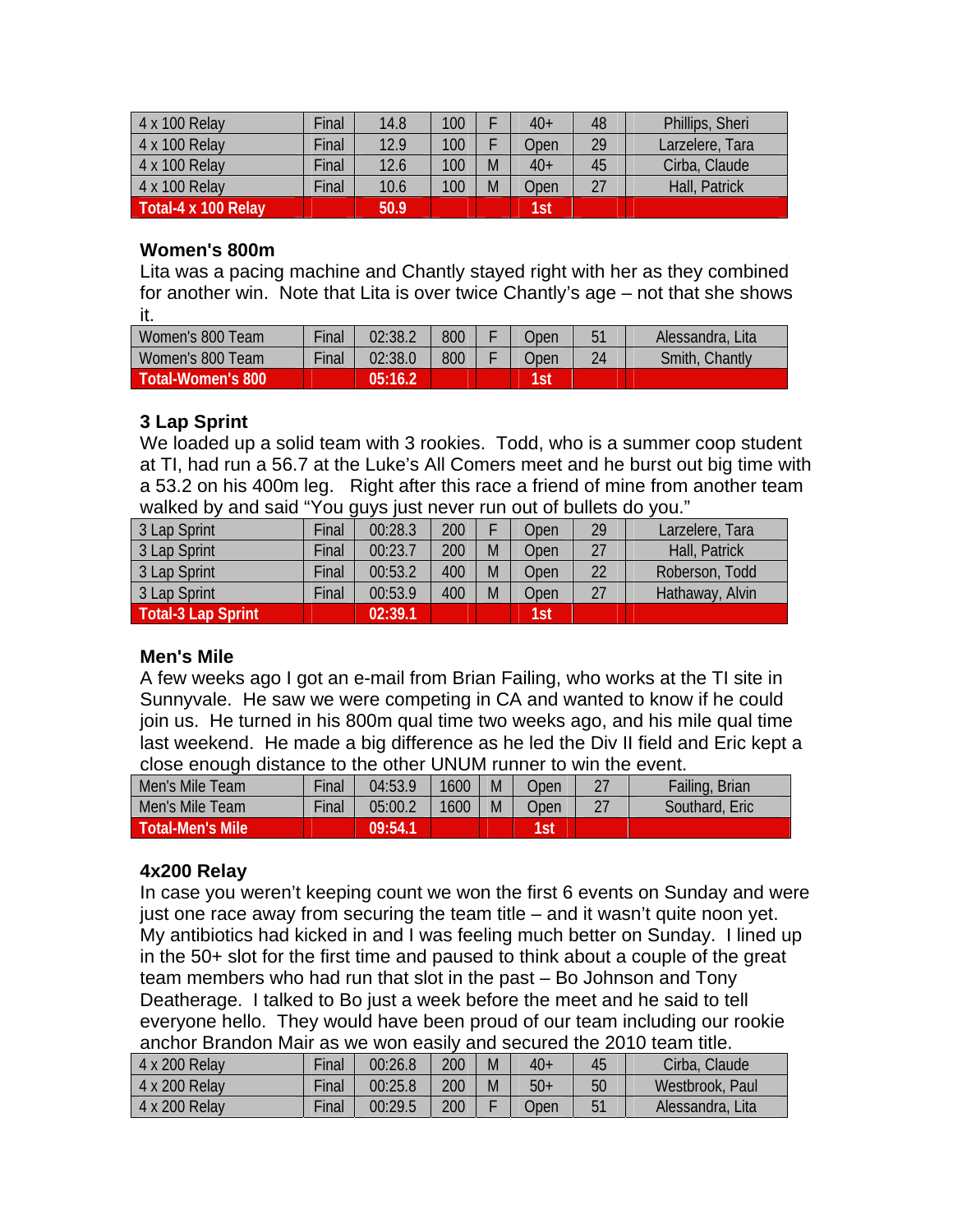| 4 x 100 Relay | Final | 14.8 | 100 | F | 40+ | 48 | Phillips, Sheri |
|---|---|---|---|---|---|---|---|
| 4 x 100 Relay | Final | 12.9 | 100 | F | Open | 29 | Larzelere, Tara |
| 4 x 100 Relay | Final | 12.6 | 100 | M | 40+ | 45 | Cirba, Claude |
| 4 x 100 Relay | Final | 10.6 | 100 | M | Open | 27 | Hall, Patrick |
| **Total-4 x 100 Relay** | | **50.9** | | | **1st** | | |

### Women's 800m

Lita was a pacing machine and Chantly stayed right with her as they combined for another win. Note that Lita is over twice Chantly's age – not that she shows it.

| Women's 800 Team | Final | 02:38.2 | 800 | F | Open | 51 | Alessandra, Lita |
|---|---|---|---|---|---|---|---|
| Women's 800 Team | Final | 02:38.0 | 800 | F | Open | 24 | Smith, Chantly |
| **Total-Women's 800** | | **05:16.2** | | | **1st** | | |

### 3 Lap Sprint

We loaded up a solid team with 3 rookies. Todd, who is a summer coop student at TI, had run a 56.7 at the Luke's All Comers meet and he burst out big time with a 53.2 on his 400m leg. Right after this race a friend of mine from another team walked by and said "You guys just never run out of bullets do you."

| 3 Lap Sprint | Final | 00:28.3 | 200 | F | Open | 29 | Larzelere, Tara |
|---|---|---|---|---|---|---|---|
| 3 Lap Sprint | Final | 00:23.7 | 200 | M | Open | 27 | Hall, Patrick |
| 3 Lap Sprint | Final | 00:53.2 | 400 | M | Open | 22 | Roberson, Todd |
| 3 Lap Sprint | Final | 00:53.9 | 400 | M | Open | 27 | Hathaway, Alvin |
| **Total-3 Lap Sprint** | | **02:39.1** | | | **1st** | | |

### Men's Mile

A few weeks ago I got an e-mail from Brian Failing, who works at the TI site in Sunnyvale. He saw we were competing in CA and wanted to know if he could join us. He turned in his 800m qual time two weeks ago, and his mile qual time last weekend. He made a big difference as he led the Div II field and Eric kept a close enough distance to the other UNUM runner to win the event.

| Men's Mile Team | Final | 04:53.9 | 1600 | M | Open | 27 | Failing, Brian |
|---|---|---|---|---|---|---|---|
| Men's Mile Team | Final | 05:00.2 | 1600 | M | Open | 27 | Southard, Eric |
| **Total-Men's Mile** | | **09:54.1** | | | **1st** | | |

### 4x200 Relay

In case you weren't keeping count we won the first 6 events on Sunday and were just one race away from securing the team title – and it wasn't quite noon yet. My antibiotics had kicked in and I was feeling much better on Sunday. I lined up in the 50+ slot for the first time and paused to think about a couple of the great team members who had run that slot in the past – Bo Johnson and Tony Deatherage. I talked to Bo just a week before the meet and he said to tell everyone hello. They would have been proud of our team including our rookie anchor Brandon Mair as we won easily and secured the 2010 team title.

| 4 x 200 Relay | Final | 00:26.8 | 200 | M | 40+ | 45 | Cirba, Claude |
|---|---|---|---|---|---|---|---|
| 4 x 200 Relay | Final | 00:25.8 | 200 | M | 50+ | 50 | Westbrook, Paul |
| 4 x 200 Relay | Final | 00:29.5 | 200 | F | Open | 51 | Alessandra, Lita |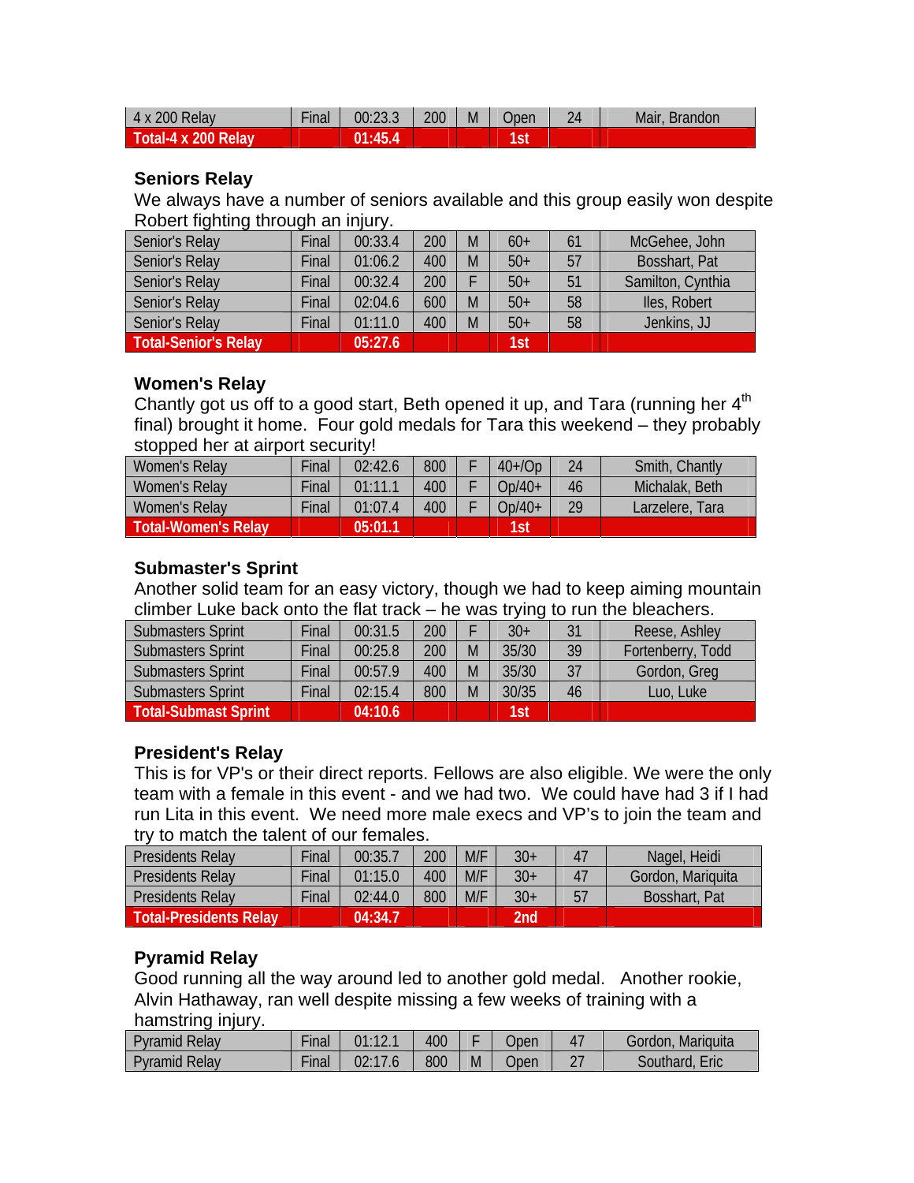| 4 x 200 Relay | Final | 00:23.3 | 200 | M | Open | 24 | Mair, Brandon |
|---|---|---|---|---|---|---|---|
| **Total-4 x 200 Relay** | | **01:45.4** | | | **1st** | | |

### Seniors Relay

We always have a number of seniors available and this group easily won despite Robert fighting through an injury.

| Senior's Relay | Final | 00:33.4 | 200 | M | 60+ | 61 | McGehee, John |
|---|---|---|---|---|---|---|---|
| Senior's Relay | Final | 01:06.2 | 400 | M | 50+ | 57 | Bosshart, Pat |
| Senior's Relay | Final | 00:32.4 | 200 | F | 50+ | 51 | Samilton, Cynthia |
| Senior's Relay | Final | 02:04.6 | 600 | M | 50+ | 58 | Iles, Robert |
| Senior's Relay | Final | 01:11.0 | 400 | M | 50+ | 58 | Jenkins, JJ |
| **Total-Senior's Relay** | | **05:27.6** | | | **1st** | | |

### Women's Relay

Chantly got us off to a good start, Beth opened it up, and Tara (running her 4th final) brought it home. Four gold medals for Tara this weekend – they probably stopped her at airport security!

| Women's Relay | Final | 02:42.6 | 800 | F | 40+/Op | 24 | Smith, Chantly |
|---|---|---|---|---|---|---|---|
| Women's Relay | Final | 01:11.1 | 400 | F | Op/40+ | 46 | Michalak, Beth |
| Women's Relay | Final | 01:07.4 | 400 | F | Op/40+ | 29 | Larzelere, Tara |
| **Total-Women's Relay** | | **05:01.1** | | | **1st** | | |

### Submaster's Sprint

Another solid team for an easy victory, though we had to keep aiming mountain climber Luke back onto the flat track – he was trying to run the bleachers.

| Submasters Sprint | Final | 00:31.5 | 200 | F | 30+ | 31 | Reese, Ashley |
|---|---|---|---|---|---|---|---|
| Submasters Sprint | Final | 00:25.8 | 200 | M | 35/30 | 39 | Fortenberry, Todd |
| Submasters Sprint | Final | 00:57.9 | 400 | M | 35/30 | 37 | Gordon, Greg |
| Submasters Sprint | Final | 02:15.4 | 800 | M | 30/35 | 46 | Luo, Luke |
| **Total-Submast Sprint** | | **04:10.6** | | | **1st** | | |

### President's Relay

This is for VP's or their direct reports. Fellows are also eligible. We were the only team with a female in this event - and we had two. We could have had 3 if I had run Lita in this event. We need more male execs and VP's to join the team and try to match the talent of our females.

| Presidents Relay | Final | 00:35.7 | 200 | M/F | 30+ | 47 | Nagel, Heidi |
|---|---|---|---|---|---|---|---|
| Presidents Relay | Final | 01:15.0 | 400 | M/F | 30+ | 47 | Gordon, Mariquita |
| Presidents Relay | Final | 02:44.0 | 800 | M/F | 30+ | 57 | Bosshart, Pat |
| **Total-Presidents Relay** | | **04:34.7** | | | **2nd** | | |

### Pyramid Relay

Good running all the way around led to another gold medal. Another rookie, Alvin Hathaway, ran well despite missing a few weeks of training with a hamstring injury.

| Pyramid Relay | Final | 01:12.1 | 400 | F | Open | 47 | Gordon, Mariquita |
|---|---|---|---|---|---|---|---|
| Pyramid Relay | Final | 02:17.6 | 800 | M | Open | 27 | Southard, Eric |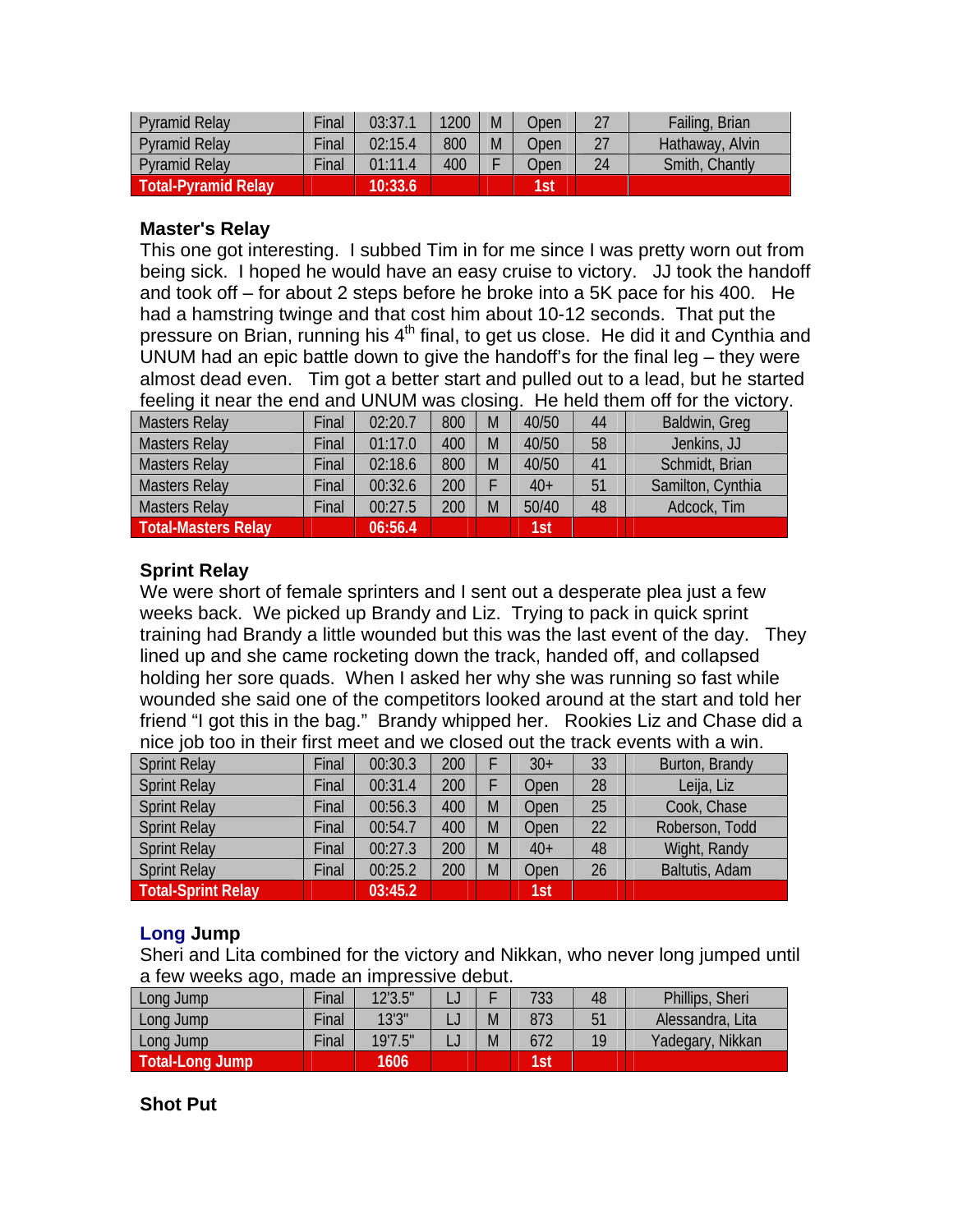| Pyramid Relay | Final | 03:37.1 | 1200 | M | Open | 27 | Failing, Brian |
|---|---|---|---|---|---|---|---|
| Pyramid Relay | Final | 02:15.4 | 800 | M | Open | 27 | Hathaway, Alvin |
| Pyramid Relay | Final | 01:11.4 | 400 | F | Open | 24 | Smith, Chantly |
| **Total-Pyramid Relay** | | **10:33.6** | | | **1st** | | |

### Master's Relay

This one got interesting. I subbed Tim in for me since I was pretty worn out from being sick. I hoped he would have an easy cruise to victory. JJ took the handoff and took off – for about 2 steps before he broke into a 5K pace for his 400. He had a hamstring twinge and that cost him about 10-12 seconds. That put the pressure on Brian, running his 4th final, to get us close. He did it and Cynthia and UNUM had an epic battle down to give the handoff's for the final leg – they were almost dead even. Tim got a better start and pulled out to a lead, but he started feeling it near the end and UNUM was closing. He held them off for the victory.

| Masters Relay | Final | 02:20.7 | 800 | M | 40/50 | 44 | Baldwin, Greg |
|---|---|---|---|---|---|---|---|
| Masters Relay | Final | 01:17.0 | 400 | M | 40/50 | 58 | Jenkins, JJ |
| Masters Relay | Final | 02:18.6 | 800 | M | 40/50 | 41 | Schmidt, Brian |
| Masters Relay | Final | 00:32.6 | 200 | F | 40+ | 51 | Samilton, Cynthia |
| Masters Relay | Final | 00:27.5 | 200 | M | 50/40 | 48 | Adcock, Tim |
| **Total-Masters Relay** | | **06:56.4** | | | **1st** | | |

### Sprint Relay

We were short of female sprinters and I sent out a desperate plea just a few weeks back. We picked up Brandy and Liz. Trying to pack in quick sprint training had Brandy a little wounded but this was the last event of the day. They lined up and she came rocketing down the track, handed off, and collapsed holding her sore quads. When I asked her why she was running so fast while wounded she said one of the competitors looked around at the start and told her friend "I got this in the bag." Brandy whipped her. Rookies Liz and Chase did a nice job too in their first meet and we closed out the track events with a win.

| Sprint Relay | Final | 00:30.3 | 200 | F | 30+ | 33 | Burton, Brandy |
|---|---|---|---|---|---|---|---|
| Sprint Relay | Final | 00:31.4 | 200 | F | Open | 28 | Leija, Liz |
| Sprint Relay | Final | 00:56.3 | 400 | M | Open | 25 | Cook, Chase |
| Sprint Relay | Final | 00:54.7 | 400 | M | Open | 22 | Roberson, Todd |
| Sprint Relay | Final | 00:27.3 | 200 | M | 40+ | 48 | Wight, Randy |
| Sprint Relay | Final | 00:25.2 | 200 | M | Open | 26 | Baltutis, Adam |
| **Total-Sprint Relay** | | **03:45.2** | | | **1st** | | |

### Long Jump

Sheri and Lita combined for the victory and Nikkan, who never long jumped until a few weeks ago, made an impressive debut.

| Long Jump | Final | 12'3.5" | LJ | F | 733 | 48 | Phillips, Sheri |
|---|---|---|---|---|---|---|---|
| Long Jump | Final | 13'3" | LJ | M | 873 | 51 | Alessandra, Lita |
| Long Jump | Final | 19'7.5" | LJ | M | 672 | 19 | Yadegary, Nikkan |
| **Total-Long Jump** | | **1606** | | | **1st** | | |

### Shot Put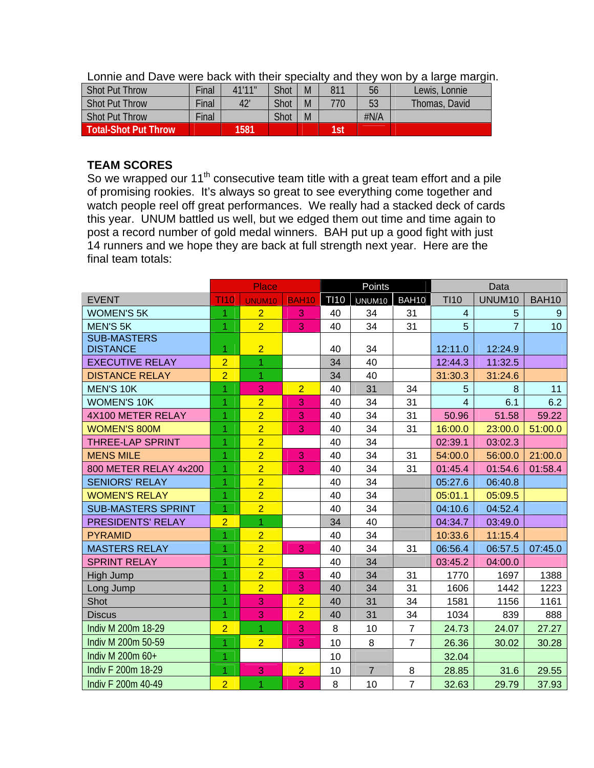Lonnie and Dave were back with their specialty and they won by a large margin.

| | | | | | | | |
|---|---|---|---|---|---|---|---|
| Shot Put Throw | Final | 41'11" | Shot | M | 811 | 56 | Lewis, Lonnie |
| Shot Put Throw | Final | 42' | Shot | M | 770 | 53 | Thomas, David |
| Shot Put Throw | Final | | Shot | M | | #N/A | |
| **Total-Shot Put Throw** | | **1581** | | | **1st** | | |

**TEAM SCORES**

So we wrapped our 11th consecutive team title with a great team effort and a pile of promising rookies. It's always so great to see everything come together and watch people reel off great performances. We really had a stacked deck of cards this year. UNUM battled us well, but we edged them out time and time again to post a record number of gold medal winners. BAH put up a good fight with just 14 runners and we hope they are back at full strength next year. Here are the final team totals:

| | Place | | | Points | | | Data | | |
|---|---|---|---|---|---|---|---|---|---|
| EVENT | TI10 | UNUM10 | BAH10 | TI10 | UNUM10 | BAH10 | TI10 | UNUM10 | BAH10 |
| WOMEN'S 5K | 1 | 2 | 3 | 40 | 34 | 31 | 4 | 5 | 9 |
| MEN'S 5K | 1 | 2 | 3 | 40 | 34 | 31 | 5 | 7 | 10 |
| SUB-MASTERS DISTANCE | 1 | 2 | | 40 | 34 | | 12:11.0 | 12:24.9 | |
| EXECUTIVE RELAY | 2 | 1 | | 34 | 40 | | 12:44.3 | 11:32.5 | |
| DISTANCE RELAY | 2 | 1 | | 34 | 40 | | 31:30.3 | 31:24.6 | |
| MEN'S 10K | 1 | 3 | 2 | 40 | 31 | 34 | 5 | 8 | 11 |
| WOMEN'S 10K | 1 | 2 | 3 | 40 | 34 | 31 | 4 | 6.1 | 6.2 |
| 4X100 METER RELAY | 1 | 2 | 3 | 40 | 34 | 31 | 50.96 | 51.58 | 59.22 |
| WOMEN'S 800M | 1 | 2 | 3 | 40 | 34 | 31 | 16:00.0 | 23:00.0 | 51:00.0 |
| THREE-LAP SPRINT | 1 | 2 | | 40 | 34 | | 02:39.1 | 03:02.3 | |
| MENS MILE | 1 | 2 | 3 | 40 | 34 | 31 | 54:00.0 | 56:00.0 | 21:00.0 |
| 800 METER RELAY 4x200 | 1 | 2 | 3 | 40 | 34 | 31 | 01:45.4 | 01:54.6 | 01:58.4 |
| SENIORS' RELAY | 1 | 2 | | 40 | 34 | | 05:27.6 | 06:40.8 | |
| WOMEN'S RELAY | 1 | 2 | | 40 | 34 | | 05:01.1 | 05:09.5 | |
| SUB-MASTERS SPRINT | 1 | 2 | | 40 | 34 | | 04:10.6 | 04:52.4 | |
| PRESIDENTS' RELAY | 2 | 1 | | 34 | 40 | | 04:34.7 | 03:49.0 | |
| PYRAMID | 1 | 2 | | 40 | 34 | | 10:33.6 | 11:15.4 | |
| MASTERS RELAY | 1 | 2 | 3 | 40 | 34 | 31 | 06:56.4 | 06:57.5 | 07:45.0 |
| SPRINT RELAY | 1 | 2 | | 40 | 34 | | 03:45.2 | 04:00.0 | |
| High Jump | 1 | 2 | 3 | 40 | 34 | 31 | 1770 | 1697 | 1388 |
| Long Jump | 1 | 2 | 3 | 40 | 34 | 31 | 1606 | 1442 | 1223 |
| Shot | 1 | 3 | 2 | 40 | 31 | 34 | 1581 | 1156 | 1161 |
| Discus | 1 | 3 | 2 | 40 | 31 | 34 | 1034 | 839 | 888 |
| Indiv M 200m 18-29 | 2 | 1 | 3 | 8 | 10 | 7 | 24.73 | 24.07 | 27.27 |
| Indiv M 200m 50-59 | 1 | 2 | 3 | 10 | 8 | 7 | 26.36 | 30.02 | 30.28 |
| Indiv M 200m 60+ | 1 | | | 10 | | | 32.04 | | |
| Indiv F 200m 18-29 | 1 | 3 | 2 | 10 | 7 | 8 | 28.85 | 31.6 | 29.55 |
| Indiv F 200m 40-49 | 2 | 1 | 3 | 8 | 10 | 7 | 32.63 | 29.79 | 37.93 |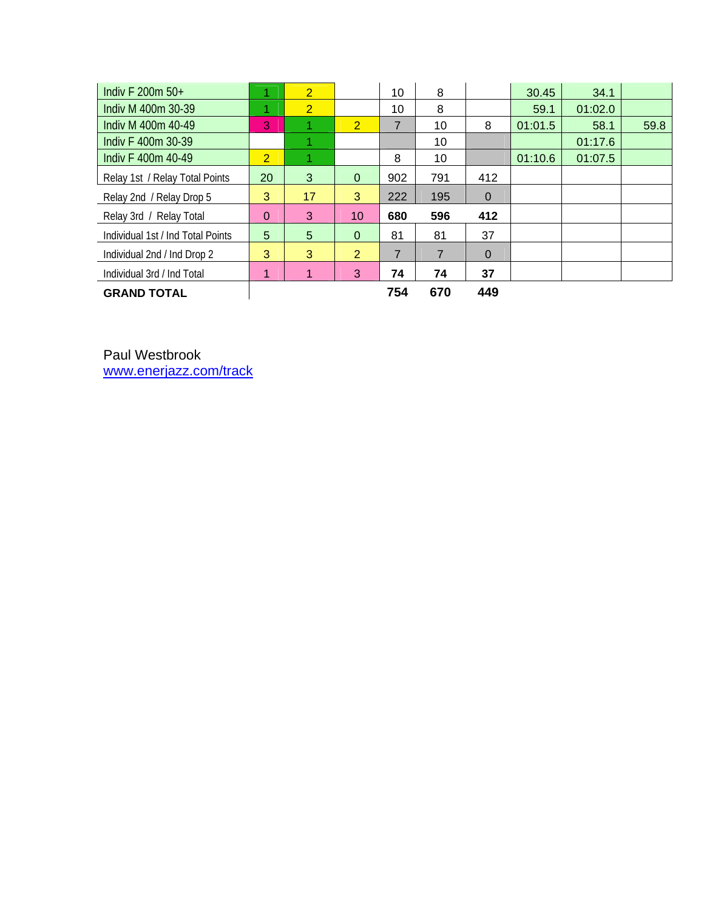| | | | | | | | | | |
|---|---|---|---|---|---|---|---|---|---|
| Indiv F 200m 50+ | 1 | 2 | | 10 | 8 | | 30.45 | 34.1 | |
| Indiv M 400m 30-39 | 1 | 2 | | 10 | 8 | | 59.1 | 01:02.0 | |
| Indiv M 400m 40-49 | 3 | 1 | 2 | 7 | 10 | 8 | 01:01.5 | 58.1 | 59.8 |
| Indiv F 400m 30-39 | | 1 | | | 10 | | | 01:17.6 | |
| Indiv F 400m 40-49 | 2 | 1 | | 8 | 10 | | 01:10.6 | 01:07.5 | |
| Relay 1st / Relay Total Points | 20 | 3 | 0 | 902 | 791 | 412 | | | |
| Relay 2nd / Relay Drop 5 | 3 | 17 | 3 | 222 | 195 | 0 | | | |
| Relay 3rd / Relay Total | 0 | 3 | 10 | **680** | **596** | **412** | | | |
| Individual 1st / Ind Total Points | 5 | 5 | 0 | 81 | 81 | 37 | | | |
| Individual 2nd / Ind Drop 2 | 3 | 3 | 2 | 7 | 7 | 0 | | | |
| Individual 3rd / Ind Total | 1 | 1 | 3 | **74** | **74** | **37** | | | |
| **GRAND TOTAL** | | | | **754** | **670** | **449** | | | |

Paul Westbrook
www.enerjazz.com/track